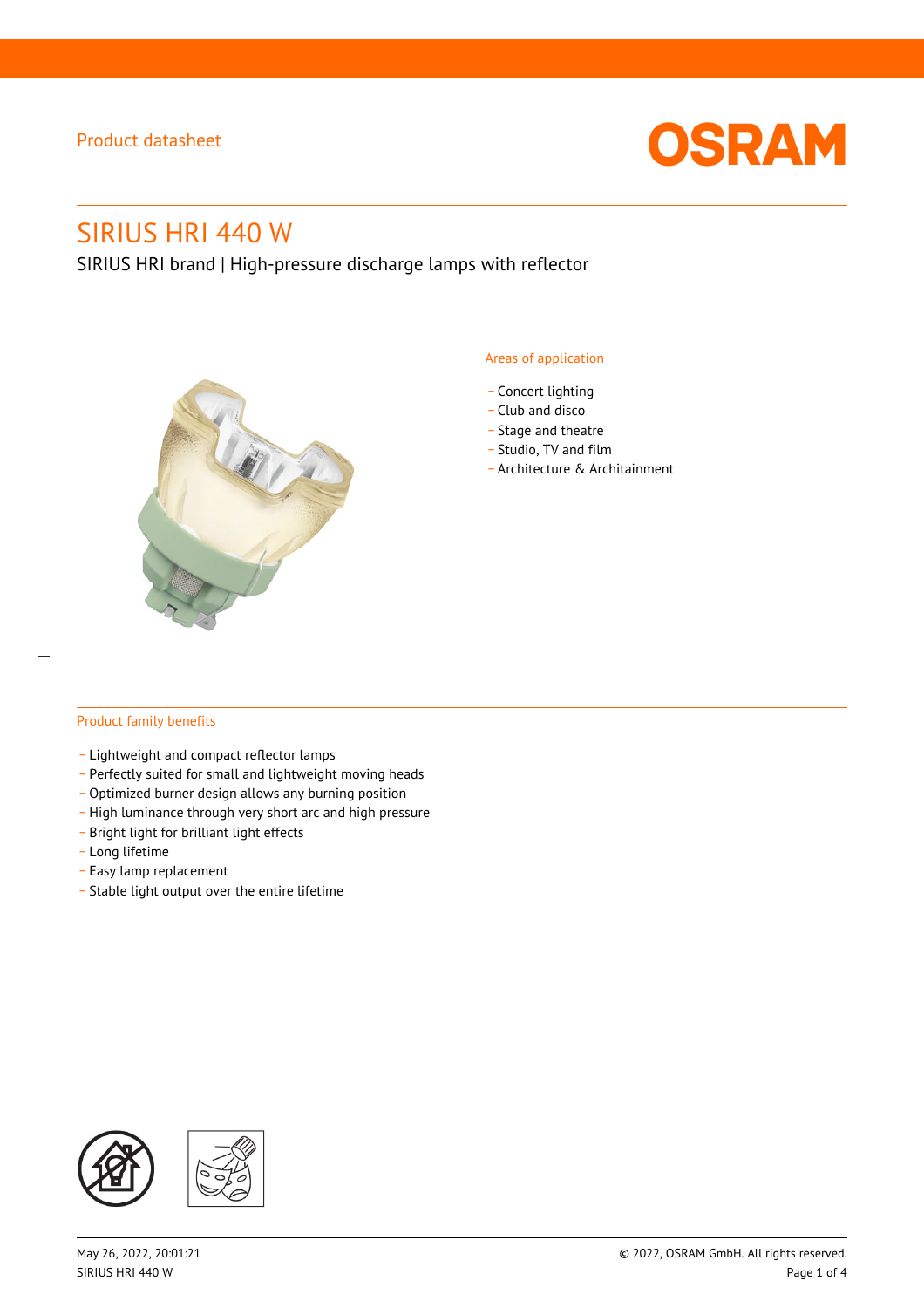Product datasheet

# SIRIUS HRI 440 W

SIRIUS HRI brand | High-pressure discharge lamps with reflector

## Areas of application

- Concert lighting
- Club and disco
- Stage and theatre
- Studio, TV and film
- Architecture & Architainment

## Product family benefits

- Lightweight and compact reflector lamps
- Perfectly suited for small and lightweight moving heads
- Optimized burner design allows any burning position
- High luminance through very short arc and high pressure
- Bright light for brilliant light effects
- Long lifetime
- Easy lamp replacement
- Stable light output over the entire lifetime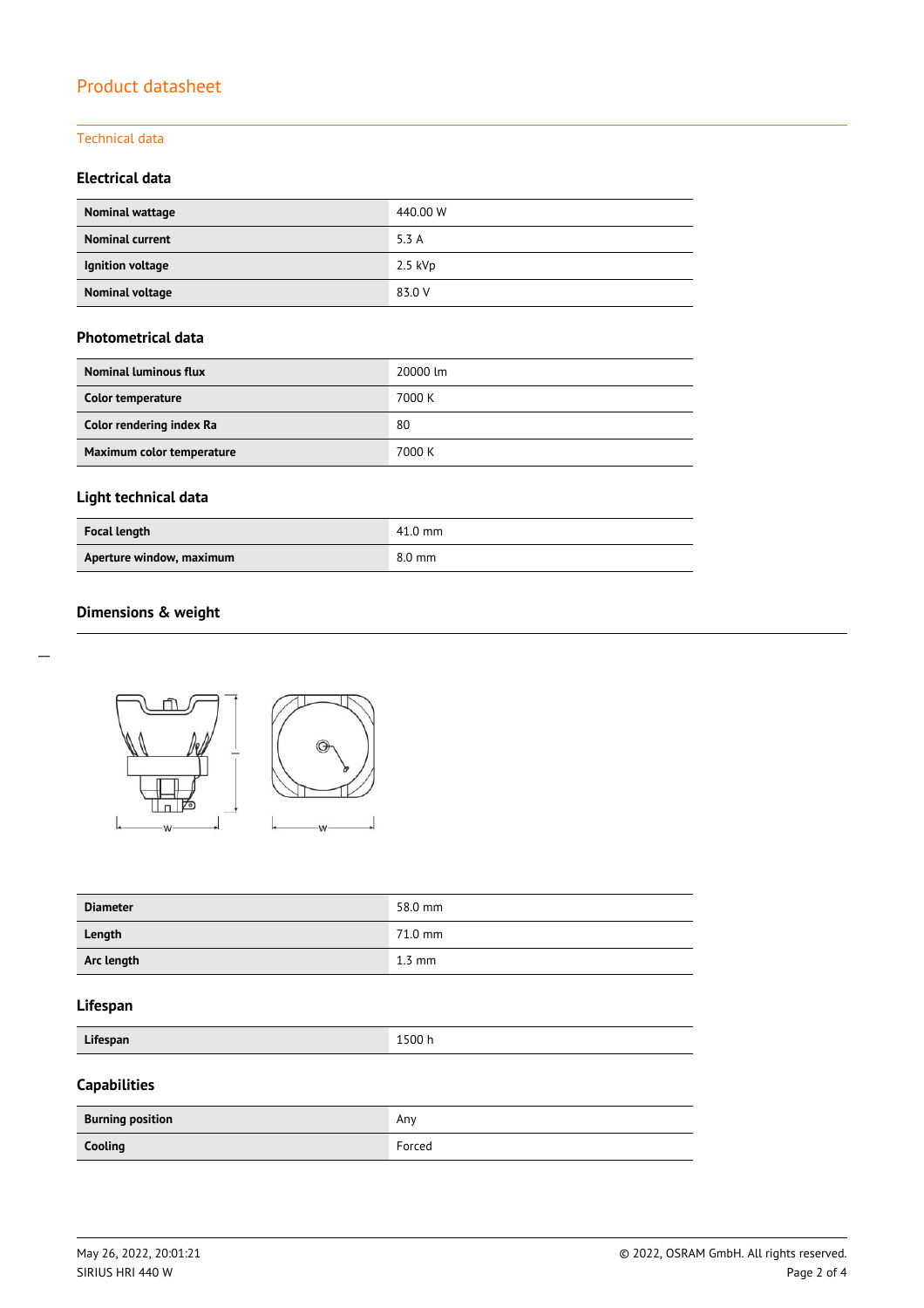## Product datasheet

### Technical data

#### Electrical data

| | |
|---|---|
| **Nominal wattage** | 440.00 W |
| **Nominal current** | 5.3 A |
| **Ignition voltage** | 2.5 kVp |
| **Nominal voltage** | 83.0 V |

#### Photometrical data

| | |
|---|---|
| **Nominal luminous flux** | 20000 lm |
| **Color temperature** | 7000 K |
| **Color rendering index Ra** | 80 |
| **Maximum color temperature** | 7000 K |

#### Light technical data

| | |
|---|---|
| **Focal length** | 41.0 mm |
| **Aperture window, maximum** | 8.0 mm |

#### Dimensions & weight

| | |
|---|---|
| **Diameter** | 58.0 mm |
| **Length** | 71.0 mm |
| **Arc length** | 1.3 mm |

#### Lifespan

| | |
|---|---|
| **Lifespan** | 1500 h |

#### Capabilities

| | |
|---|---|
| **Burning position** | Any |
| **Cooling** | Forced |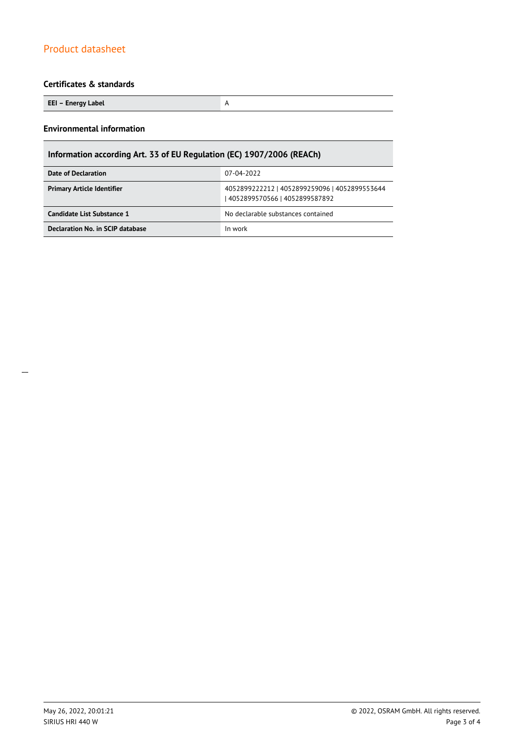## Certificates & standards

| EEI – Energy Label | A |
| --- | --- |

## Environmental information

| Information according Art. 33 of EU Regulation (EC) 1907/2006 (REACh) | |
| --- | --- |
| **Date of Declaration** | 07-04-2022 |
| **Primary Article Identifier** | 4052899222212 \| 4052899259096 \| 4052899553644 \| 4052899570566 \| 4052899587892 |
| **Candidate List Substance 1** | No declarable substances contained |
| **Declaration No. in SCIP database** | In work |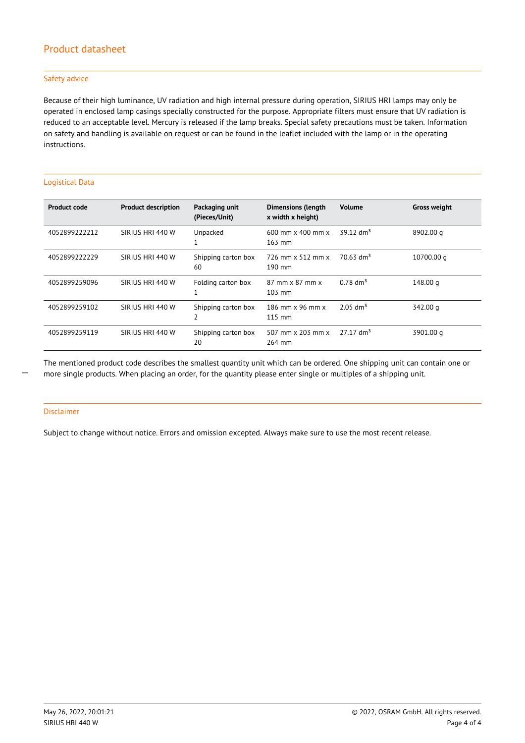## Safety advice

Because of their high luminance, UV radiation and high internal pressure during operation, SIRIUS HRI lamps may only be operated in enclosed lamp casings specially constructed for the purpose. Appropriate filters must ensure that UV radiation is reduced to an acceptable level. Mercury is released if the lamp breaks. Special safety precautions must be taken. Information on safety and handling is available on request or can be found in the leaflet included with the lamp or in the operating instructions.

## Logistical Data

| Product code | Product description | Packaging unit (Pieces/Unit) | Dimensions (length x width x height) | Volume | Gross weight |
|---|---|---|---|---|---|
| 4052899222212 | SIRIUS HRI 440 W | Unpacked 1 | 600 mm x 400 mm x 163 mm | 39.12 $dm^3$ | 8902.00 g |
| 4052899222229 | SIRIUS HRI 440 W | Shipping carton box 60 | 726 mm x 512 mm x 190 mm | 70.63 $dm^3$ | 10700.00 g |
| 4052899259096 | SIRIUS HRI 440 W | Folding carton box 1 | 87 mm x 87 mm x 103 mm | 0.78 $dm^3$ | 148.00 g |
| 4052899259102 | SIRIUS HRI 440 W | Shipping carton box 2 | 186 mm x 96 mm x 115 mm | 2.05 $dm^3$ | 342.00 g |
| 4052899259119 | SIRIUS HRI 440 W | Shipping carton box 20 | 507 mm x 203 mm x 264 mm | 27.17 $dm^3$ | 3901.00 g |

The mentioned product code describes the smallest quantity unit which can be ordered. One shipping unit can contain one or more single products. When placing an order, for the quantity please enter single or multiples of a shipping unit.

## Disclaimer

Subject to change without notice. Errors and omission excepted. Always make sure to use the most recent release.